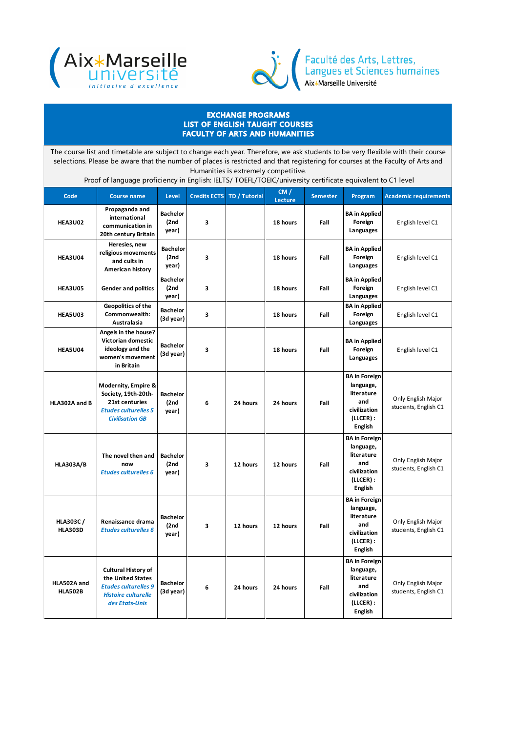Aix*Marseille université
*Initiative d'excellence*

Faculté des Arts, Lettres, Langues et Sciences humaines
Aix*Marseille Université

## EXCHANGE PROGRAMS
## LIST OF ENGLISH TAUGHT COURSES
## FACULTY OF ARTS AND HUMANITIES

The course list and timetable are subject to change each year. Therefore, we ask students to be very flexible with their course selections. Please be aware that the number of places is restricted and that registering for courses at the Faculty of Arts and Humanities is extremely competitive.
Proof of language proficiency in English: IELTS/ TOEFL/TOEIC/university certificate equivalent to C1 level

| Code | Course name | Level | Credits ECTS | TD / Tutorial | CM / Lecture | Semester | Program | Academic requirements |
|---|---|---|---|---|---|---|---|---|
| **HEA3U02** | **Propaganda and international communication in 20th century Britain** | **Bachelor (2nd year)** | **3** | | **18 hours** | **Fall** | **BA in Applied Foreign Languages** | English level C1 |
| **HEA3U04** | **Heresies, new religious movements and cults in American history** | **Bachelor (2nd year)** | **3** | | **18 hours** | **Fall** | **BA in Applied Foreign Languages** | English level C1 |
| **HEA3U05** | **Gender and politics** | **Bachelor (2nd year)** | **3** | | **18 hours** | **Fall** | **BA in Applied Foreign Languages** | English level C1 |
| **HEA5U03** | **Geopolitics of the Commonwealth: Australasia** | **Bachelor (3d year)** | **3** | | **18 hours** | **Fall** | **BA in Applied Foreign Languages** | English level C1 |
| **HEA5U04** | **Angels in the house? Victorian domestic ideology and the women's movement in Britain** | **Bachelor (3d year)** | **3** | | **18 hours** | **Fall** | **BA in Applied Foreign Languages** | English level C1 |
| **HLA302A and B** | **Modernity, Empire & Society, 19th-20th-21st centuries** ***Etudes culturelles 5 Civilisation GB*** | **Bachelor (2nd year)** | **6** | **24 hours** | **24 hours** | **Fall** | **BA in Foreign language, literature and civilization (LLCER) : English** | Only English Major students, English C1 |
| **HLA303A/B** | **The novel then and now** ***Etudes culturelles 6*** | **Bachelor (2nd year)** | **3** | **12 hours** | **12 hours** | **Fall** | **BA in Foreign language, literature and civilization (LLCER) : English** | Only English Major students, English C1 |
| **HLA303C / HLA303D** | **Renaissance drama** ***Etudes culturelles 6*** | **Bachelor (2nd year)** | **3** | **12 hours** | **12 hours** | **Fall** | **BA in Foreign language, literature and civilization (LLCER) : English** | Only English Major students, English C1 |
| **HLA502A and HLA502B** | **Cultural History of the United States** ***Etudes culturelles 9 Histoire culturelle des Etats-Unis*** | **Bachelor (3d year)** | **6** | **24 hours** | **24 hours** | **Fall** | **BA in Foreign language, literature and civilization (LLCER) : English** | Only English Major students, English C1 |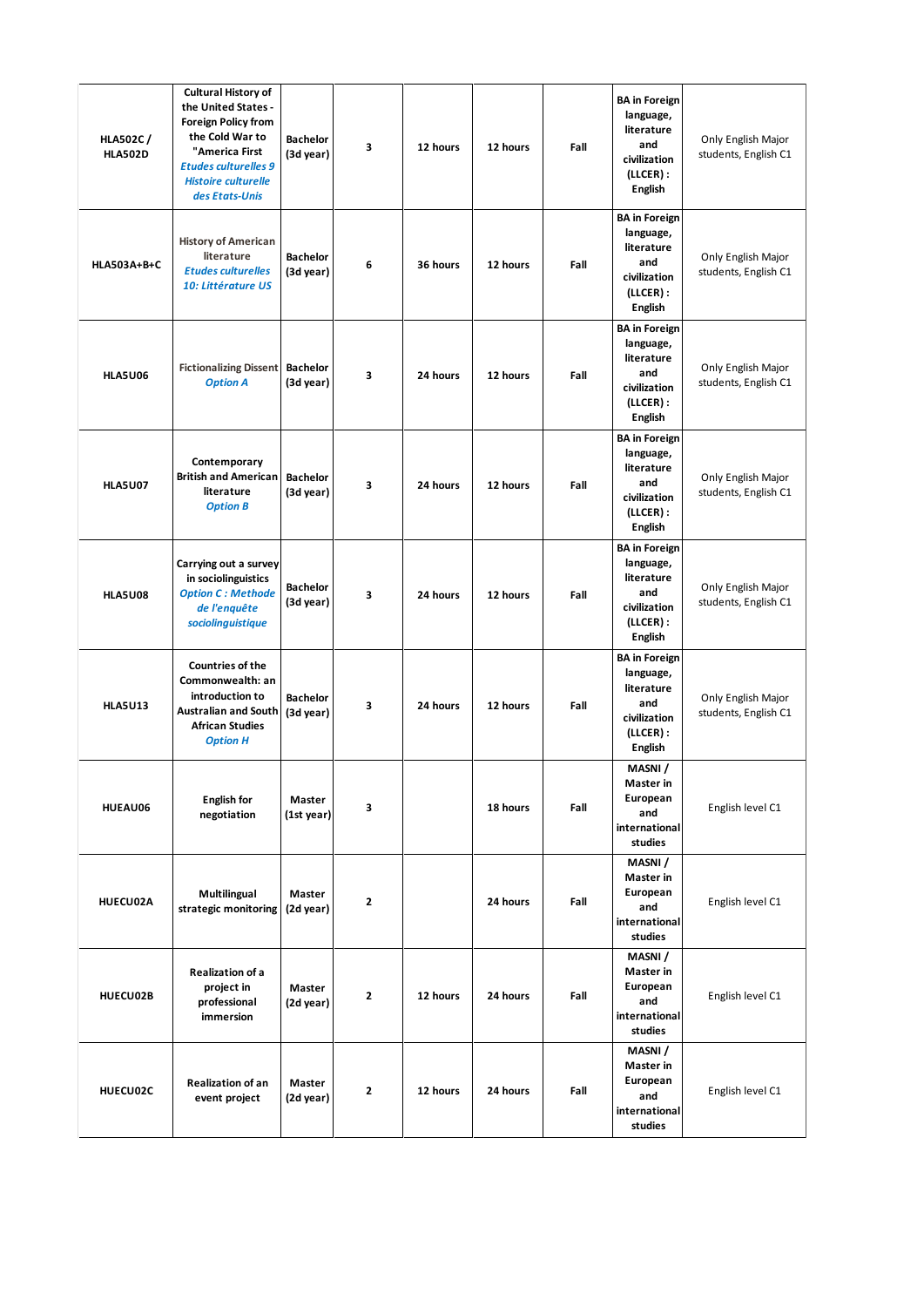| | | | | | | | | |
|---|---|---|---|---|---|---|---|---|
| **HLA502C / HLA502D** | **Cultural History of the United States - Foreign Policy from the Cold War to "America First** ***Etudes culturelles 9 Histoire culturelle des Etats-Unis*** | **Bachelor (3d year)** | **3** | **12 hours** | **12 hours** | **Fall** | **BA in Foreign language, literature and civilization (LLCER) : English** | Only English Major students, English C1 |
| **HLA503A+B+C** | **History of American literature** ***Etudes culturelles 10: Littérature US*** | **Bachelor (3d year)** | **6** | **36 hours** | **12 hours** | **Fall** | **BA in Foreign language, literature and civilization (LLCER) : English** | Only English Major students, English C1 |
| **HLA5U06** | **Fictionalizing Dissent** ***Option A*** | **Bachelor (3d year)** | **3** | **24 hours** | **12 hours** | **Fall** | **BA in Foreign language, literature and civilization (LLCER) : English** | Only English Major students, English C1 |
| **HLA5U07** | **Contemporary British and American literature** ***Option B*** | **Bachelor (3d year)** | **3** | **24 hours** | **12 hours** | **Fall** | **BA in Foreign language, literature and civilization (LLCER) : English** | Only English Major students, English C1 |
| **HLA5U08** | **Carrying out a survey in sociolinguistics** ***Option C : Methode de l'enquête sociolinguistique*** | **Bachelor (3d year)** | **3** | **24 hours** | **12 hours** | **Fall** | **BA in Foreign language, literature and civilization (LLCER) : English** | Only English Major students, English C1 |
| **HLA5U13** | **Countries of the Commonwealth: an introduction to Australian and South African Studies** ***Option H*** | **Bachelor (3d year)** | **3** | **24 hours** | **12 hours** | **Fall** | **BA in Foreign language, literature and civilization (LLCER) : English** | Only English Major students, English C1 |
| **HUEAU06** | **English for negotiation** | **Master (1st year)** | **3** | | **18 hours** | **Fall** | **MASNI / Master in European and international studies** | English level C1 |
| **HUECU02A** | **Multilingual strategic monitoring** | **Master (2d year)** | **2** | | **24 hours** | **Fall** | **MASNI / Master in European and international studies** | English level C1 |
| **HUECU02B** | **Realization of a project in professional immersion** | **Master (2d year)** | **2** | **12 hours** | **24 hours** | **Fall** | **MASNI / Master in European and international studies** | English level C1 |
| **HUECU02C** | **Realization of an event project** | **Master (2d year)** | **2** | **12 hours** | **24 hours** | **Fall** | **MASNI / Master in European and international studies** | English level C1 |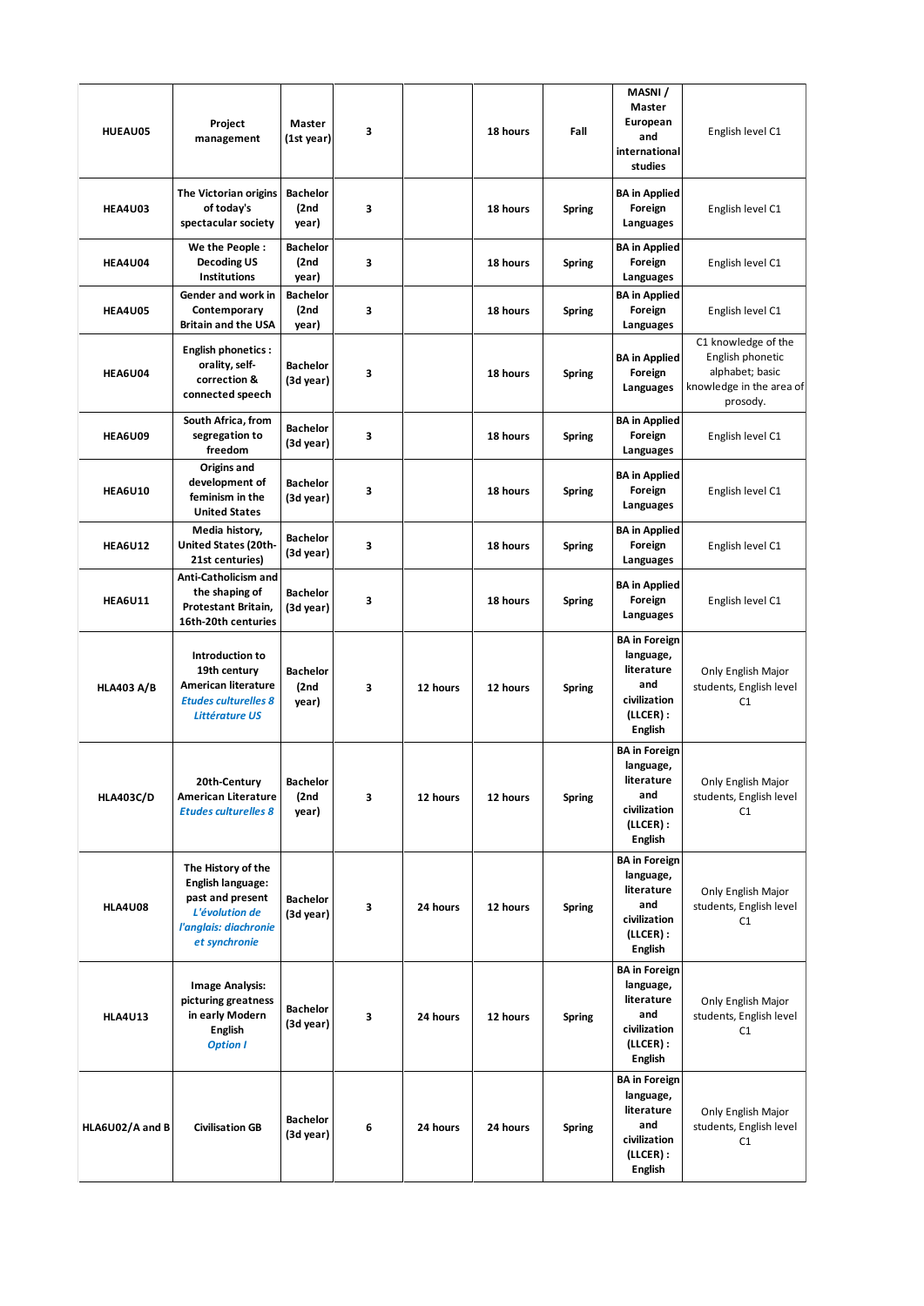| HUEAU05 | **Project management** | **Master (1st year)** | **3** | | **18 hours** | **Fall** | **MASNI / Master European and international studies** | English level C1 |
|---|---|---|---|---|---|---|---|---|
| **HEA4U03** | **The Victorian origins of today's spectacular society** | **Bachelor (2nd year)** | **3** | | **18 hours** | **Spring** | **BA in Applied Foreign Languages** | English level C1 |
| **HEA4U04** | **We the People : Decoding US Institutions** | **Bachelor (2nd year)** | **3** | | **18 hours** | **Spring** | **BA in Applied Foreign Languages** | English level C1 |
| **HEA4U05** | **Gender and work in Contemporary Britain and the USA** | **Bachelor (2nd year)** | **3** | | **18 hours** | **Spring** | **BA in Applied Foreign Languages** | English level C1 |
| **HEA6U04** | **English phonetics : orality, self-correction & connected speech** | **Bachelor (3d year)** | **3** | | **18 hours** | **Spring** | **BA in Applied Foreign Languages** | C1 knowledge of the English phonetic alphabet; basic knowledge in the area of prosody. |
| **HEA6U09** | **South Africa, from segregation to freedom** | **Bachelor (3d year)** | **3** | | **18 hours** | **Spring** | **BA in Applied Foreign Languages** | English level C1 |
| **HEA6U10** | **Origins and development of feminism in the United States** | **Bachelor (3d year)** | **3** | | **18 hours** | **Spring** | **BA in Applied Foreign Languages** | English level C1 |
| **HEA6U12** | **Media history, United States (20th-21st centuries)** | **Bachelor (3d year)** | **3** | | **18 hours** | **Spring** | **BA in Applied Foreign Languages** | English level C1 |
| **HEA6U11** | **Anti-Catholicism and the shaping of Protestant Britain, 16th-20th centuries** | **Bachelor (3d year)** | **3** | | **18 hours** | **Spring** | **BA in Applied Foreign Languages** | English level C1 |
| **HLA403 A/B** | **Introduction to 19th century American literature** ***Etudes culturelles 8 Littérature US*** | **Bachelor (2nd year)** | **3** | **12 hours** | **12 hours** | **Spring** | **BA in Foreign language, literature and civilization (LLCER) : English** | Only English Major students, English level C1 |
| **HLA403C/D** | **20th-Century American Literature** ***Etudes culturelles 8*** | **Bachelor (2nd year)** | **3** | **12 hours** | **12 hours** | **Spring** | **BA in Foreign language, literature and civilization (LLCER) : English** | Only English Major students, English level C1 |
| **HLA4U08** | **The History of the English language: past and present** ***L'évolution de l'anglais: diachronie et synchronie*** | **Bachelor (3d year)** | **3** | **24 hours** | **12 hours** | **Spring** | **BA in Foreign language, literature and civilization (LLCER) : English** | Only English Major students, English level C1 |
| **HLA4U13** | **Image Analysis: picturing greatness in early Modern English** ***Option I*** | **Bachelor (3d year)** | **3** | **24 hours** | **12 hours** | **Spring** | **BA in Foreign language, literature and civilization (LLCER) : English** | Only English Major students, English level C1 |
| **HLA6U02/A and B** | **Civilisation GB** | **Bachelor (3d year)** | **6** | **24 hours** | **24 hours** | **Spring** | **BA in Foreign language, literature and civilization (LLCER) : English** | Only English Major students, English level C1 |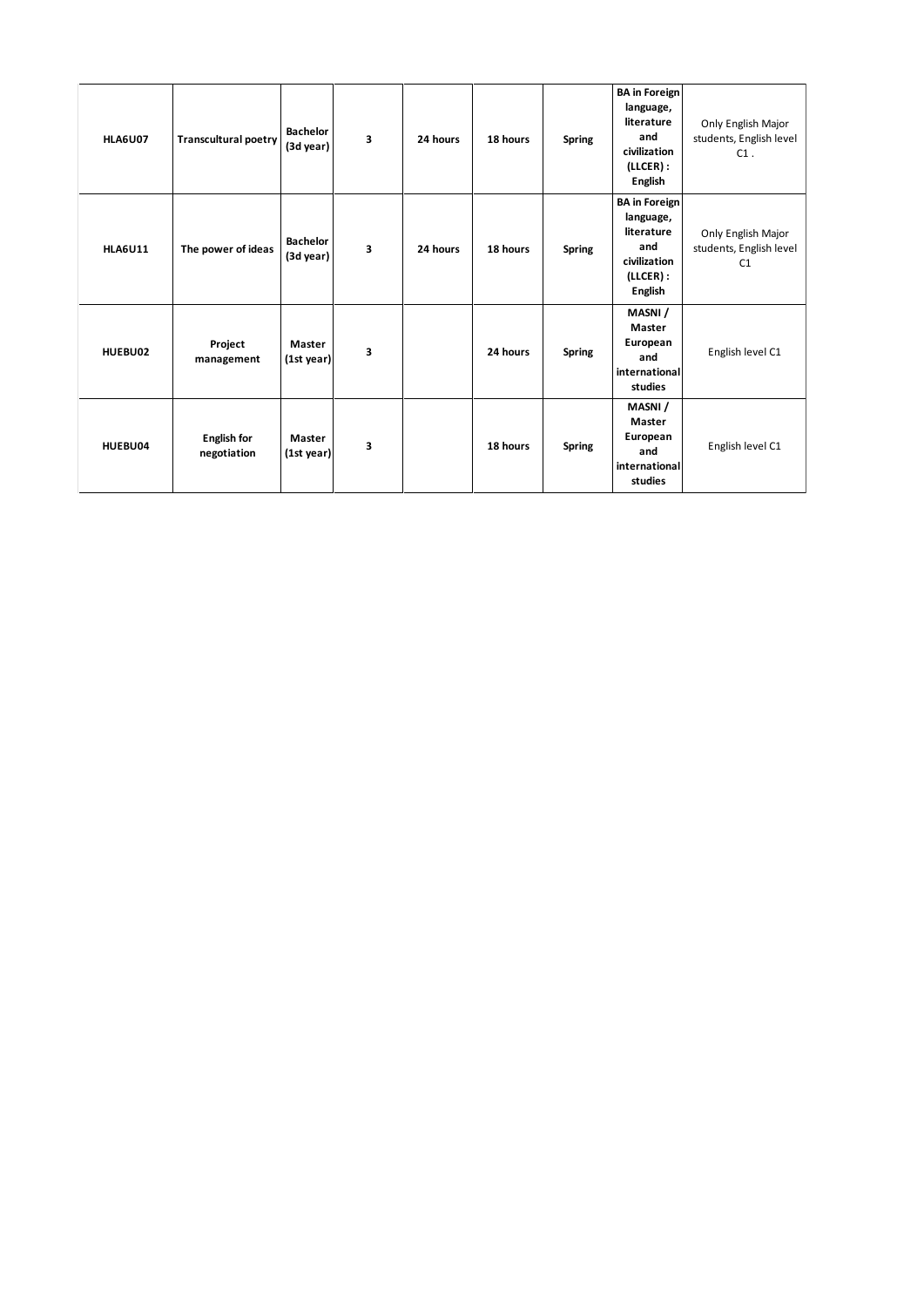| | | | | | | | | |
|---|---|---|---|---|---|---|---|---|
| **HLA6U07** | **Transcultural poetry** | **Bachelor (3d year)** | **3** | **24 hours** | **18 hours** | **Spring** | **BA in Foreign language, literature and civilization (LLCER) : English** | Only English Major students, English level C1 . |
| **HLA6U11** | **The power of ideas** | **Bachelor (3d year)** | **3** | **24 hours** | **18 hours** | **Spring** | **BA in Foreign language, literature and civilization (LLCER) : English** | Only English Major students, English level C1 |
| **HUEBU02** | **Project management** | **Master (1st year)** | **3** | | **24 hours** | **Spring** | **MASNI / Master European and international studies** | English level C1 |
| **HUEBU04** | **English for negotiation** | **Master (1st year)** | **3** | | **18 hours** | **Spring** | **MASNI / Master European and international studies** | English level C1 |